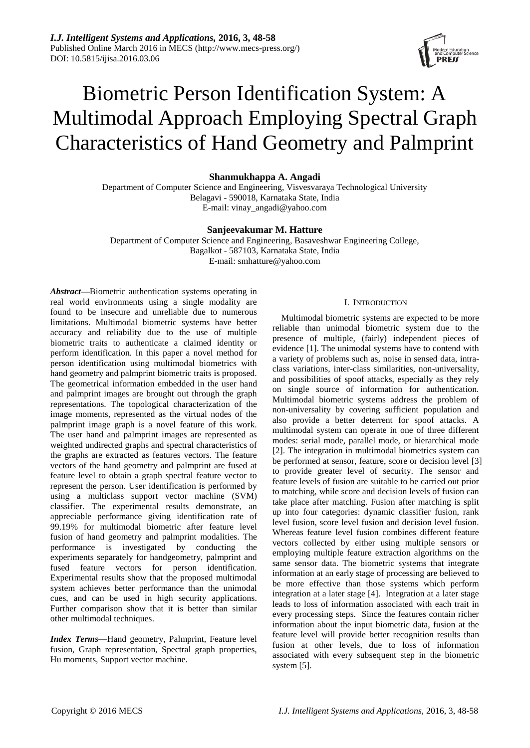# Biometric Person Identification System: A Multimodal Approach Employing Spectral Graph Characteristics of Hand Geometry and Palmprint

**Shanmukhappa A. Angadi**

Department of Computer Science and Engineering, Visvesvaraya Technological University
Belagavi - 590018, Karnataka State, India
E-mail: vinay_angadi@yahoo.com

**Sanjeevakumar M. Hatture**

Department of Computer Science and Engineering, Basaveshwar Engineering College,
Bagalkot - 587103, Karnataka State, India
E-mail: smhatture@yahoo.com

***Abstract*****—**Biometric authentication systems operating in real world environments using a single modality are found to be insecure and unreliable due to numerous limitations. Multimodal biometric systems have better accuracy and reliability due to the use of multiple biometric traits to authenticate a claimed identity or perform identification. In this paper a novel method for person identification using multimodal biometrics with hand geometry and palmprint biometric traits is proposed. The geometrical information embedded in the user hand and palmprint images are brought out through the graph representations. The topological characterization of the image moments, represented as the virtual nodes of the palmprint image graph is a novel feature of this work. The user hand and palmprint images are represented as weighted undirected graphs and spectral characteristics of the graphs are extracted as features vectors. The feature vectors of the hand geometry and palmprint are fused at feature level to obtain a graph spectral feature vector to represent the person. User identification is performed by using a multiclass support vector machine (SVM) classifier. The experimental results demonstrate, an appreciable performance giving identification rate of 99.19% for multimodal biometric after feature level fusion of hand geometry and palmprint modalities. The performance is investigated by conducting the experiments separately for handgeometry, palmprint and fused feature vectors for person identification. Experimental results show that the proposed multimodal system achieves better performance than the unimodal cues, and can be used in high security applications. Further comparison show that it is better than similar other multimodal techniques.

***Index Terms*****—**Hand geometry, Palmprint, Feature level fusion, Graph representation, Spectral graph properties, Hu moments, Support vector machine.

## I. INTRODUCTION

Multimodal biometric systems are expected to be more reliable than unimodal biometric system due to the presence of multiple, (fairly) independent pieces of evidence [1]. The unimodal systems have to contend with a variety of problems such as, noise in sensed data, intra-class variations, inter-class similarities, non-universality, and possibilities of spoof attacks, especially as they rely on single source of information for authentication. Multimodal biometric systems address the problem of non-universality by covering sufficient population and also provide a better deterrent for spoof attacks. A multimodal system can operate in one of three different modes: serial mode, parallel mode, or hierarchical mode [2]. The integration in multimodal biometrics system can be performed at sensor, feature, score or decision level [3] to provide greater level of security. The sensor and feature levels of fusion are suitable to be carried out prior to matching, while score and decision levels of fusion can take place after matching. Fusion after matching is split up into four categories: dynamic classifier fusion, rank level fusion, score level fusion and decision level fusion. Whereas feature level fusion combines different feature vectors collected by either using multiple sensors or employing multiple feature extraction algorithms on the same sensor data. The biometric systems that integrate information at an early stage of processing are believed to be more effective than those systems which perform integration at a later stage [4]. Integration at a later stage leads to loss of information associated with each trait in every processing steps. Since the features contain richer information about the input biometric data, fusion at the feature level will provide better recognition results than fusion at other levels, due to loss of information associated with every subsequent step in the biometric system [5].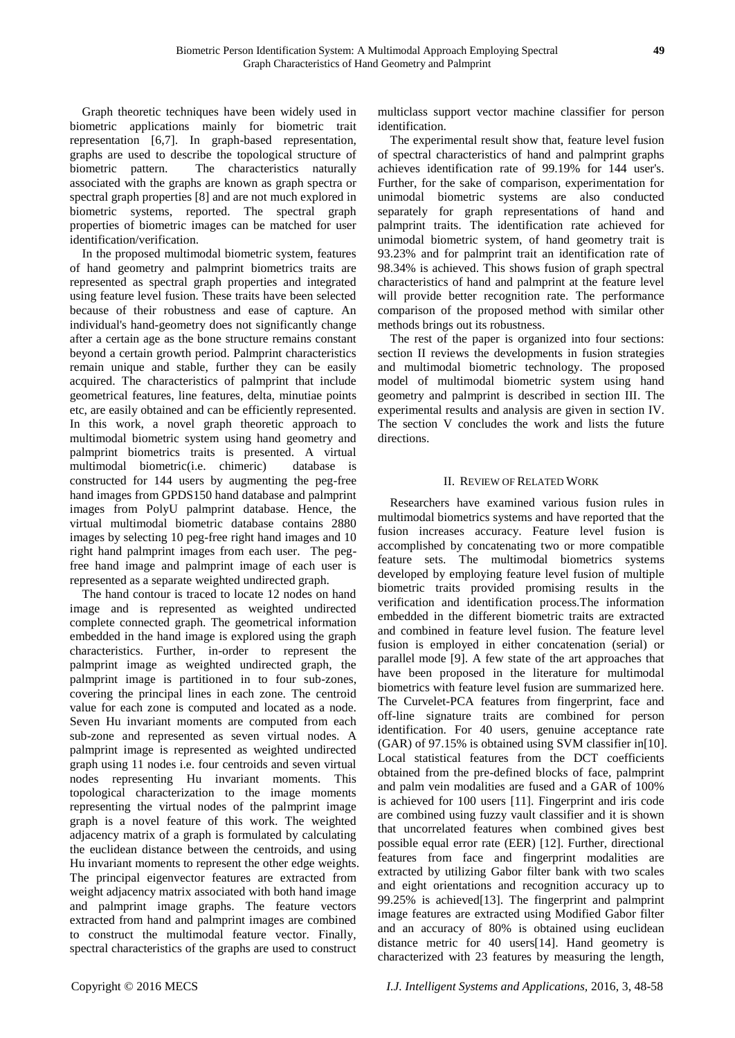Graph theoretic techniques have been widely used in biometric applications mainly for biometric trait representation [6,7]. In graph-based representation, graphs are used to describe the topological structure of biometric pattern. The characteristics naturally associated with the graphs are known as graph spectra or spectral graph properties [8] and are not much explored in biometric systems, reported. The spectral graph properties of biometric images can be matched for user identification/verification.

In the proposed multimodal biometric system, features of hand geometry and palmprint biometrics traits are represented as spectral graph properties and integrated using feature level fusion. These traits have been selected because of their robustness and ease of capture. An individual's hand-geometry does not significantly change after a certain age as the bone structure remains constant beyond a certain growth period. Palmprint characteristics remain unique and stable, further they can be easily acquired. The characteristics of palmprint that include geometrical features, line features, delta, minutiae points etc, are easily obtained and can be efficiently represented. In this work, a novel graph theoretic approach to multimodal biometric system using hand geometry and palmprint biometrics traits is presented. A virtual multimodal biometric(i.e. chimeric) database is constructed for 144 users by augmenting the peg-free hand images from GPDS150 hand database and palmprint images from PolyU palmprint database. Hence, the virtual multimodal biometric database contains 2880 images by selecting 10 peg-free right hand images and 10 right hand palmprint images from each user. The peg-free hand image and palmprint image of each user is represented as a separate weighted undirected graph.

The hand contour is traced to locate 12 nodes on hand image and is represented as weighted undirected complete connected graph. The geometrical information embedded in the hand image is explored using the graph characteristics. Further, in-order to represent the palmprint image as weighted undirected graph, the palmprint image is partitioned in to four sub-zones, covering the principal lines in each zone. The centroid value for each zone is computed and located as a node. Seven Hu invariant moments are computed from each sub-zone and represented as seven virtual nodes. A palmprint image is represented as weighted undirected graph using 11 nodes i.e. four centroids and seven virtual nodes representing Hu invariant moments. This topological characterization to the image moments representing the virtual nodes of the palmprint image graph is a novel feature of this work. The weighted adjacency matrix of a graph is formulated by calculating the euclidean distance between the centroids, and using Hu invariant moments to represent the other edge weights. The principal eigenvector features are extracted from weight adjacency matrix associated with both hand image and palmprint image graphs. The feature vectors extracted from hand and palmprint images are combined to construct the multimodal feature vector. Finally, spectral characteristics of the graphs are used to construct multiclass support vector machine classifier for person identification.

The experimental result show that, feature level fusion of spectral characteristics of hand and palmprint graphs achieves identification rate of 99.19% for 144 user's. Further, for the sake of comparison, experimentation for unimodal biometric systems are also conducted separately for graph representations of hand and palmprint traits. The identification rate achieved for unimodal biometric system, of hand geometry trait is 93.23% and for palmprint trait an identification rate of 98.34% is achieved. This shows fusion of graph spectral characteristics of hand and palmprint at the feature level will provide better recognition rate. The performance comparison of the proposed method with similar other methods brings out its robustness.

The rest of the paper is organized into four sections: section II reviews the developments in fusion strategies and multimodal biometric technology. The proposed model of multimodal biometric system using hand geometry and palmprint is described in section III. The experimental results and analysis are given in section IV. The section V concludes the work and lists the future directions.

## II. Review of Related Work

Researchers have examined various fusion rules in multimodal biometrics systems and have reported that the fusion increases accuracy. Feature level fusion is accomplished by concatenating two or more compatible feature sets. The multimodal biometrics systems developed by employing feature level fusion of multiple biometric traits provided promising results in the verification and identification process.The information embedded in the different biometric traits are extracted and combined in feature level fusion. The feature level fusion is employed in either concatenation (serial) or parallel mode [9]. A few state of the art approaches that have been proposed in the literature for multimodal biometrics with feature level fusion are summarized here. The Curvelet-PCA features from fingerprint, face and off-line signature traits are combined for person identification. For 40 users, genuine acceptance rate (GAR) of 97.15% is obtained using SVM classifier in[10]. Local statistical features from the DCT coefficients obtained from the pre-defined blocks of face, palmprint and palm vein modalities are fused and a GAR of 100% is achieved for 100 users [11]. Fingerprint and iris code are combined using fuzzy vault classifier and it is shown that uncorrelated features when combined gives best possible equal error rate (EER) [12]. Further, directional features from face and fingerprint modalities are extracted by utilizing Gabor filter bank with two scales and eight orientations and recognition accuracy up to 99.25% is achieved[13]. The fingerprint and palmprint image features are extracted using Modified Gabor filter and an accuracy of 80% is obtained using euclidean distance metric for 40 users[14]. Hand geometry is characterized with 23 features by measuring the length,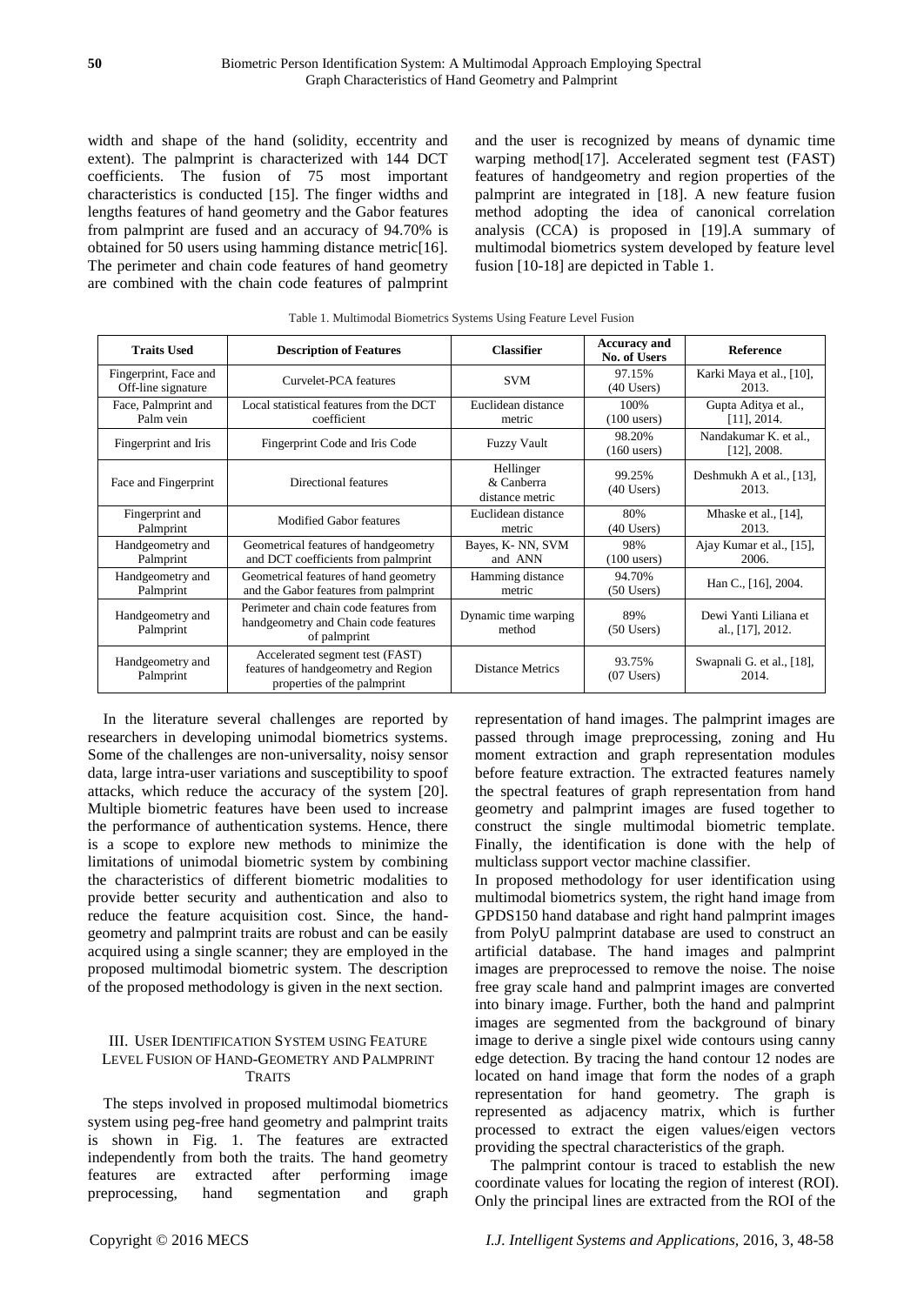width and shape of the hand (solidity, eccentrity and extent). The palmprint is characterized with 144 DCT coefficients. The fusion of 75 most important characteristics is conducted [15]. The finger widths and lengths features of hand geometry and the Gabor features from palmprint are fused and an accuracy of 94.70% is obtained for 50 users using hamming distance metric[16]. The perimeter and chain code features of hand geometry are combined with the chain code features of palmprint and the user is recognized by means of dynamic time warping method[17]. Accelerated segment test (FAST) features of handgeometry and region properties of the palmprint are integrated in [18]. A new feature fusion method adopting the idea of canonical correlation analysis (CCA) is proposed in [19].A summary of multimodal biometrics system developed by feature level fusion [10-18] are depicted in Table 1.

Table 1. Multimodal Biometrics Systems Using Feature Level Fusion

| Traits Used | Description of Features | Classifier | Accuracy and No. of Users | Reference |
|---|---|---|---|---|
| Fingerprint, Face and Off-line signature | Curvelet-PCA features | SVM | 97.15% (40 Users) | Karki Maya et al., [10], 2013. |
| Face, Palmprint and Palm vein | Local statistical features from the DCT coefficient | Euclidean distance metric | 100% (100 users) | Gupta Aditya et al., [11], 2014. |
| Fingerprint and Iris | Fingerprint Code and Iris Code | Fuzzy Vault | 98.20% (160 users) | Nandakumar K. et al., [12], 2008. |
| Face and Fingerprint | Directional features | Hellinger & Canberra distance metric | 99.25% (40 Users) | Deshmukh A et al., [13], 2013. |
| Fingerprint and Palmprint | Modified Gabor features | Euclidean distance metric | 80% (40 Users) | Mhaske et al., [14], 2013. |
| Handgeometry and Palmprint | Geometrical features of handgeometry and DCT coefficients from palmprint | Bayes, K- NN, SVM and ANN | 98% (100 users) | Ajay Kumar et al., [15], 2006. |
| Handgeometry and Palmprint | Geometrical features of hand geometry and the Gabor features from palmprint | Hamming distance metric | 94.70% (50 Users) | Han C., [16], 2004. |
| Handgeometry and Palmprint | Perimeter and chain code features from handgeometry and Chain code features of palmprint | Dynamic time warping method | 89% (50 Users) | Dewi Yanti Liliana et al., [17], 2012. |
| Handgeometry and Palmprint | Accelerated segment test (FAST) features of handgeometry and Region properties of the palmprint | Distance Metrics | 93.75% (07 Users) | Swapnali G. et al., [18], 2014. |

In the literature several challenges are reported by researchers in developing unimodal biometrics systems. Some of the challenges are non-universality, noisy sensor data, large intra-user variations and susceptibility to spoof attacks, which reduce the accuracy of the system [20]. Multiple biometric features have been used to increase the performance of authentication systems. Hence, there is a scope to explore new methods to minimize the limitations of unimodal biometric system by combining the characteristics of different biometric modalities to provide better security and authentication and also to reduce the feature acquisition cost. Since, the hand-geometry and palmprint traits are robust and can be easily acquired using a single scanner; they are employed in the proposed multimodal biometric system. The description of the proposed methodology is given in the next section.

## III. User Identification System using Feature Level Fusion of Hand-Geometry and Palmprint Traits

The steps involved in proposed multimodal biometrics system using peg-free hand geometry and palmprint traits is shown in Fig. 1. The features are extracted independently from both the traits. The hand geometry features are extracted after performing image preprocessing, hand segmentation and graph representation of hand images. The palmprint images are passed through image preprocessing, zoning and Hu moment extraction and graph representation modules before feature extraction. The extracted features namely the spectral features of graph representation from hand geometry and palmprint images are fused together to construct the single multimodal biometric template. Finally, the identification is done with the help of multiclass support vector machine classifier.

In proposed methodology for user identification using multimodal biometrics system, the right hand image from GPDS150 hand database and right hand palmprint images from PolyU palmprint database are used to construct an artificial database. The hand images and palmprint images are preprocessed to remove the noise. The noise free gray scale hand and palmprint images are converted into binary image. Further, both the hand and palmprint images are segmented from the background of binary image to derive a single pixel wide contours using canny edge detection. By tracing the hand contour 12 nodes are located on hand image that form the nodes of a graph representation for hand geometry. The graph is represented as adjacency matrix, which is further processed to extract the eigen values/eigen vectors providing the spectral characteristics of the graph.

The palmprint contour is traced to establish the new coordinate values for locating the region of interest (ROI). Only the principal lines are extracted from the ROI of the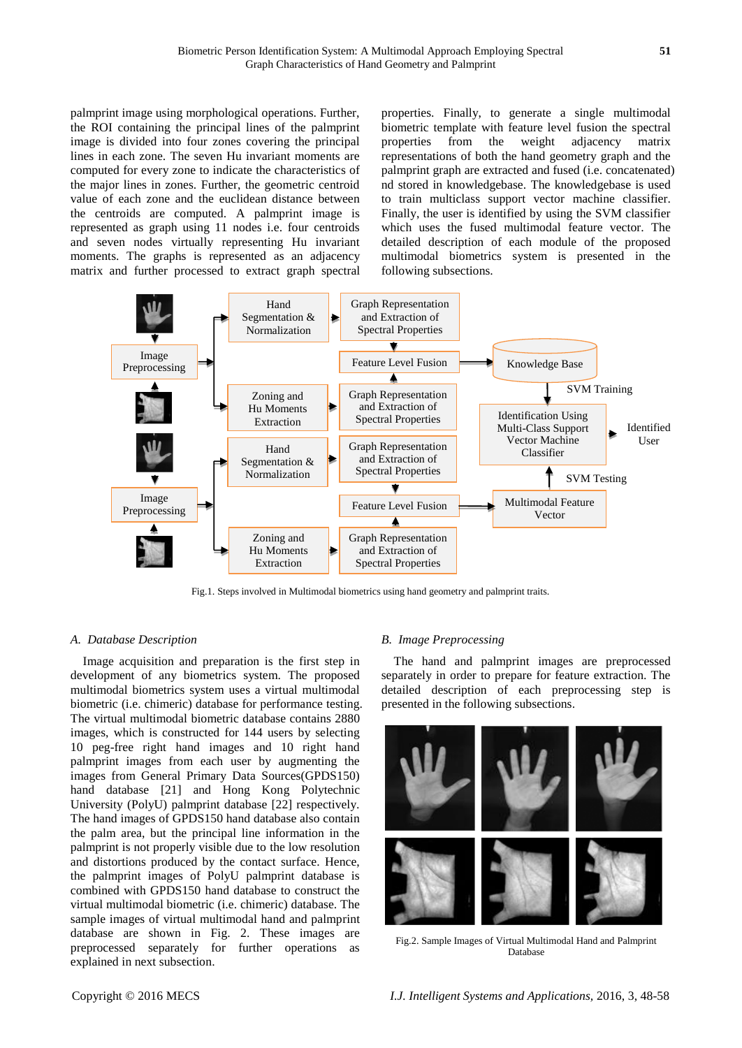palmprint image using morphological operations. Further, the ROI containing the principal lines of the palmprint image is divided into four zones covering the principal lines in each zone. The seven Hu invariant moments are computed for every zone to indicate the characteristics of the major lines in zones. Further, the geometric centroid value of each zone and the euclidean distance between the centroids are computed. A palmprint image is represented as graph using 11 nodes i.e. four centroids and seven nodes virtually representing Hu invariant moments. The graphs is represented as an adjacency matrix and further processed to extract graph spectral properties. Finally, to generate a single multimodal biometric template with feature level fusion the spectral properties from the weight adjacency matrix representations of both the hand geometry graph and the palmprint graph are extracted and fused (i.e. concatenated) nd stored in knowledgebase. The knowledgebase is used to train multiclass support vector machine classifier. Finally, the user is identified by using the SVM classifier which uses the fused multimodal feature vector. The detailed description of each module of the proposed multimodal biometrics system is presented in the following subsections.

Fig.1. Steps involved in Multimodal biometrics using hand geometry and palmprint traits.

### A. *Database Description*

Image acquisition and preparation is the first step in development of any biometrics system. The proposed multimodal biometrics system uses a virtual multimodal biometric (i.e. chimeric) database for performance testing. The virtual multimodal biometric database contains 2880 images, which is constructed for 144 users by selecting 10 peg-free right hand images and 10 right hand palmprint images from each user by augmenting the images from General Primary Data Sources(GPDS150) hand database [21] and Hong Kong Polytechnic University (PolyU) palmprint database [22] respectively. The hand images of GPDS150 hand database also contain the palm area, but the principal line information in the palmprint is not properly visible due to the low resolution and distortions produced by the contact surface. Hence, the palmprint images of PolyU palmprint database is combined with GPDS150 hand database to construct the virtual multimodal biometric (i.e. chimeric) database. The sample images of virtual multimodal hand and palmprint database are shown in Fig. 2. These images are preprocessed separately for further operations as explained in next subsection.

### B. *Image Preprocessing*

The hand and palmprint images are preprocessed separately in order to prepare for feature extraction. The detailed description of each preprocessing step is presented in the following subsections.

Fig.2. Sample Images of Virtual Multimodal Hand and Palmprint Database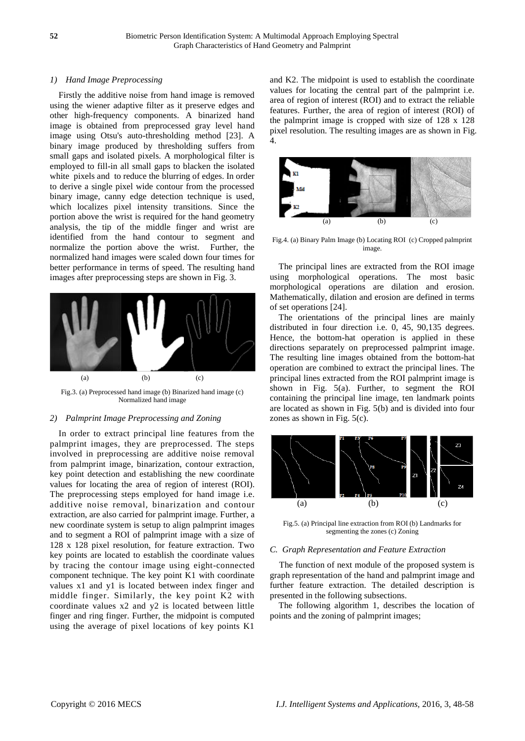#### 1) Hand Image Preprocessing

Firstly the additive noise from hand image is removed using the wiener adaptive filter as it preserve edges and other high-frequency components. A binarized hand image is obtained from preprocessed gray level hand image using Otsu's auto-thresholding method [23]. A binary image produced by thresholding suffers from small gaps and isolated pixels. A morphological filter is employed to fill-in all small gaps to blacken the isolated white pixels and to reduce the blurring of edges. In order to derive a single pixel wide contour from the processed binary image, canny edge detection technique is used, which localizes pixel intensity transitions. Since the portion above the wrist is required for the hand geometry analysis, the tip of the middle finger and wrist are identified from the hand contour to segment and normalize the portion above the wrist. Further, the normalized hand images were scaled down four times for better performance in terms of speed. The resulting hand images after preprocessing steps are shown in Fig. 3.

Fig.3. (a) Preprocessed hand image (b) Binarized hand image (c) Normalized hand image

#### 2) Palmprint Image Preprocessing and Zoning

In order to extract principal line features from the palmprint images, they are preprocessed. The steps involved in preprocessing are additive noise removal from palmprint image, binarization, contour extraction, key point detection and establishing the new coordinate values for locating the area of region of interest (ROI). The preprocessing steps employed for hand image i.e. additive noise removal, binarization and contour extraction, are also carried for palmprint image. Further, a new coordinate system is setup to align palmprint images and to segment a ROI of palmprint image with a size of 128 x 128 pixel resolution, for feature extraction. Two key points are located to establish the coordinate values by tracing the contour image using eight-connected component technique. The key point K1 with coordinate values x1 and y1 is located between index finger and middle finger. Similarly, the key point K2 with coordinate values x2 and y2 is located between little finger and ring finger. Further, the midpoint is computed using the average of pixel locations of key points K1 and K2. The midpoint is used to establish the coordinate values for locating the central part of the palmprint i.e. area of region of interest (ROI) and to extract the reliable features. Further, the area of region of interest (ROI) of the palmprint image is cropped with size of 128 x 128 pixel resolution. The resulting images are as shown in Fig. 4.

Fig.4. (a) Binary Palm Image (b) Locating ROI (c) Cropped palmprint image.

The principal lines are extracted from the ROI image using morphological operations. The most basic morphological operations are dilation and erosion. Mathematically, dilation and erosion are defined in terms of set operations [24].

The orientations of the principal lines are mainly distributed in four direction i.e. 0, 45, 90,135 degrees. Hence, the bottom-hat operation is applied in these directions separately on preprocessed palmprint image. The resulting line images obtained from the bottom-hat operation are combined to extract the principal lines. The principal lines extracted from the ROI palmprint image is shown in Fig. 5(a). Further, to segment the ROI containing the principal line image, ten landmark points are located as shown in Fig. 5(b) and is divided into four zones as shown in Fig. 5(c).

Fig.5. (a) Principal line extraction from ROI (b) Landmarks for segmenting the zones (c) Zoning

### C. Graph Representation and Feature Extraction

The function of next module of the proposed system is graph representation of the hand and palmprint image and further feature extraction. The detailed description is presented in the following subsections.

The following algorithm 1, describes the location of points and the zoning of palmprint images;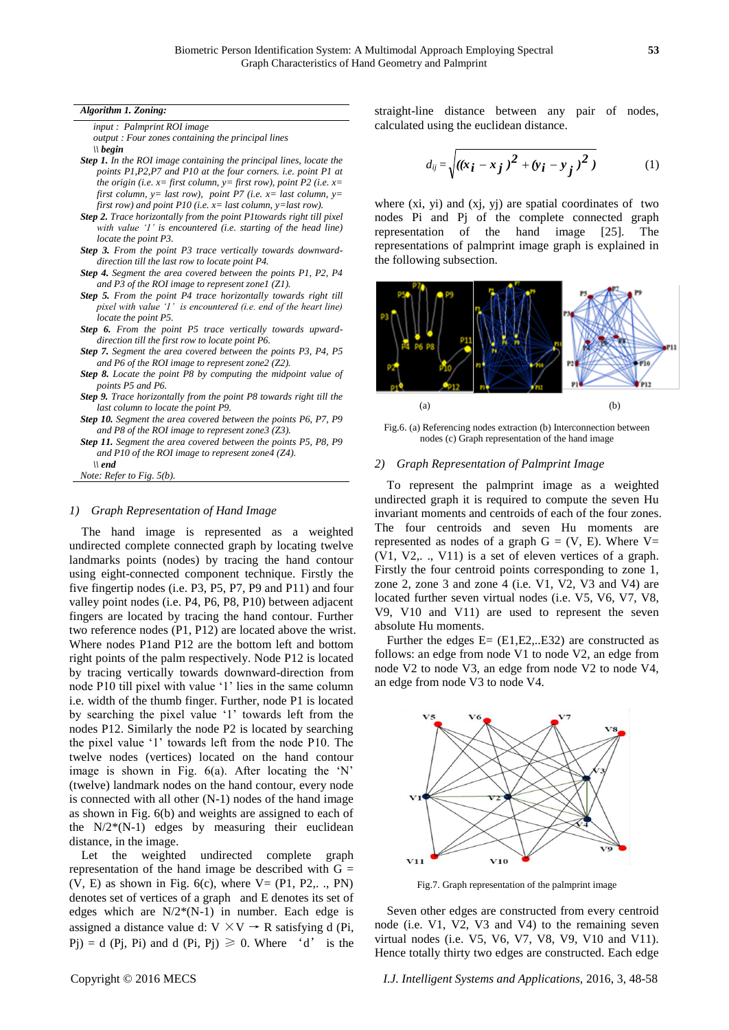**Algorithm 1. Zoning:**

*input : Palmprint ROI image*
*output : Four zones containing the principal lines*
*\\ **begin***

***Step 1.*** *In the ROI image containing the principal lines, locate the points P1,P2,P7 and P10 at the four corners. i.e. point P1 at the origin (i.e. x= first column, y= first row), point P2 (i.e. x= first column, y= last row), point P7 (i.e. x= last column, y= first row) and point P10 (i.e. x= last column, y=last row).*

***Step 2.*** *Trace horizontally from the point P1towards right till pixel with value '1' is encountered (i.e. starting of the head line) locate the point P3.*

***Step 3.*** *From the point P3 trace vertically towards downward-direction till the last row to locate point P4.*

***Step 4.*** *Segment the area covered between the points P1, P2, P4 and P3 of the ROI image to represent zone1 (Z1).*

***Step 5.*** *From the point P4 trace horizontally towards right till pixel with value '1' is encountered (i.e. end of the heart line) locate the point P5.*

***Step 6.*** *From the point P5 trace vertically towards upward-direction till the first row to locate point P6.*

***Step 7.*** *Segment the area covered between the points P3, P4, P5 and P6 of the ROI image to represent zone2 (Z2).*

***Step 8.*** *Locate the point P8 by computing the midpoint value of points P5 and P6.*

***Step 9.*** *Trace horizontally from the point P8 towards right till the last column to locate point P9.*

***Step 10.*** *Segment the area covered between the points P6, P7, P9 and P8 of the ROI image to represent zone3 (Z3).*

***Step 11.*** *Segment the area covered between the points P5, P8, P9 and P10 of the ROI image to represent zone4 (Z4).*

*\\ **end***

*Note: Refer to Fig. 5(b).*

### *1) Graph Representation of Hand Image*

The hand image is represented as a weighted undirected complete connected graph by locating twelve landmarks points (nodes) by tracing the hand contour using eight-connected component technique. Firstly the five fingertip nodes (i.e. P3, P5, P7, P9 and P11) and four valley point nodes (i.e. P4, P6, P8, P10) between adjacent fingers are located by tracing the hand contour. Further two reference nodes (P1, P12) are located above the wrist. Where nodes P1and P12 are the bottom left and bottom right points of the palm respectively. Node P12 is located by tracing vertically towards downward-direction from node P10 till pixel with value '1' lies in the same column i.e. width of the thumb finger. Further, node P1 is located by searching the pixel value '1' towards left from the nodes P12. Similarly the node P2 is located by searching the pixel value '1' towards left from the node P10. The twelve nodes (vertices) located on the hand contour image is shown in Fig. 6(a). After locating the 'N' (twelve) landmark nodes on the hand contour, every node is connected with all other (N-1) nodes of the hand image as shown in Fig. 6(b) and weights are assigned to each of the N/2*(N-1) edges by measuring their euclidean distance, in the image.

Let the weighted undirected complete graph representation of the hand image be described with G = (V, E) as shown in Fig. 6(c), where V= (P1, P2,. ., PN) denotes set of vertices of a graph and E denotes its set of edges which are N/2*(N-1) in number. Each edge is assigned a distance value d: V $\times$V → R satisfying d (Pi, Pj) = d (Pj, Pi) and d (Pi, Pj) $\geqslant$ 0. Where 'd' is the straight-line distance between any pair of nodes, calculated using the euclidean distance.

$$d_{ij} = \sqrt{((x_i - x_j)^2 + (y_i - y_j)^2)} \qquad (1)$$

where (xi, yi) and (xj, yj) are spatial coordinates of two nodes Pi and Pj of the complete connected graph representation of the hand image [25]. The representations of palmprint image graph is explained in the following subsection.

(a) (b)

Fig.6. (a) Referencing nodes extraction (b) Interconnection between nodes (c) Graph representation of the hand image

### *2) Graph Representation of Palmprint Image*

To represent the palmprint image as a weighted undirected graph it is required to compute the seven Hu invariant moments and centroids of each of the four zones. The four centroids and seven Hu moments are represented as nodes of a graph G = (V, E). Where V= (V1, V2,. ., V11) is a set of eleven vertices of a graph. Firstly the four centroid points corresponding to zone 1, zone 2, zone 3 and zone 4 (i.e. V1, V2, V3 and V4) are located further seven virtual nodes (i.e. V5, V6, V7, V8, V9, V10 and V11) are used to represent the seven absolute Hu moments.

Further the edges E= (E1,E2,..E32) are constructed as follows: an edge from node V1 to node V2, an edge from node V2 to node V3, an edge from node V2 to node V4, an edge from node V3 to node V4.

Fig.7. Graph representation of the palmprint image

Seven other edges are constructed from every centroid node (i.e. V1, V2, V3 and V4) to the remaining seven virtual nodes (i.e. V5, V6, V7, V8, V9, V10 and V11). Hence totally thirty two edges are constructed. Each edge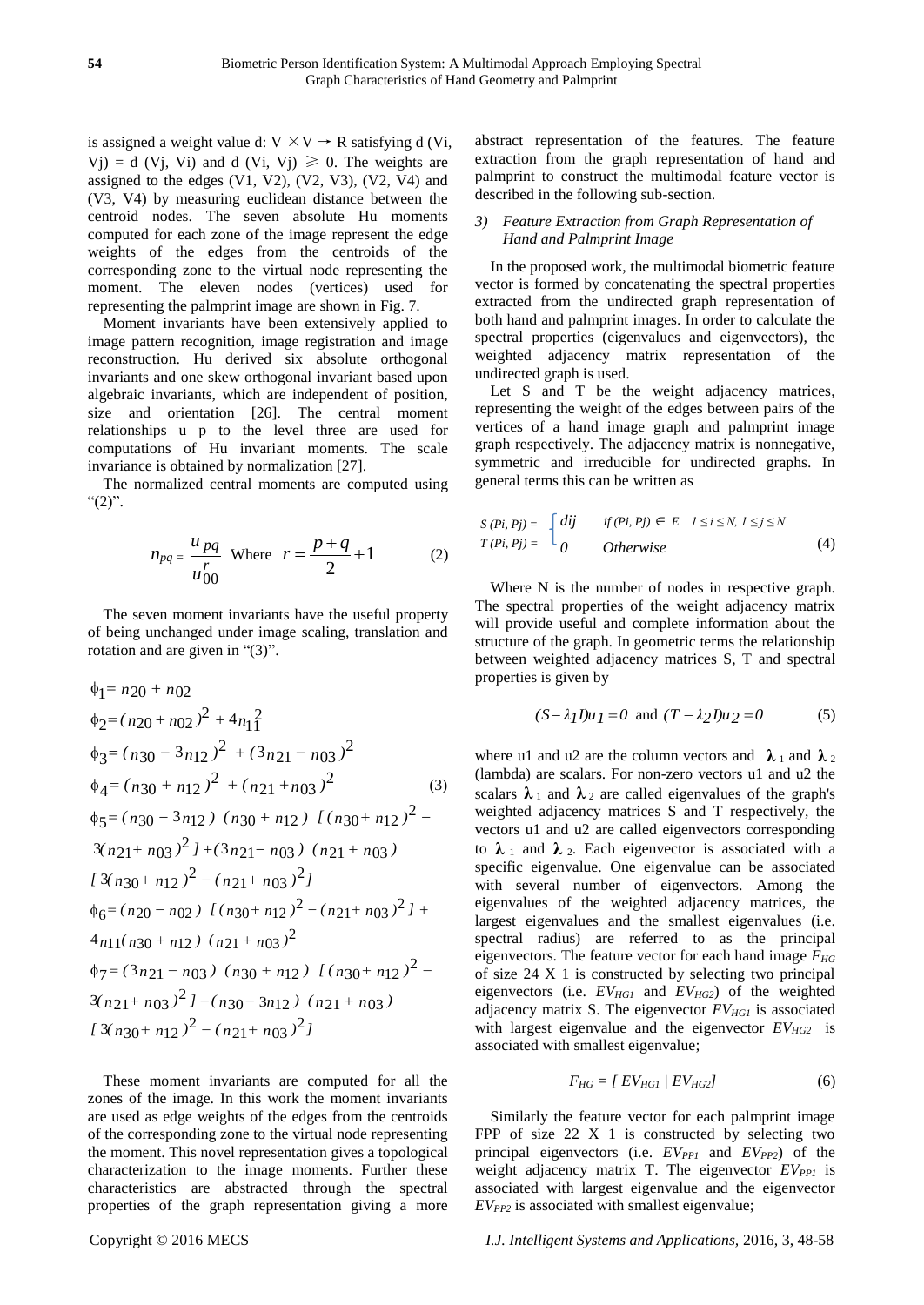is assigned a weight value d: V × V → R satisfying d (Vi, Vj) = d (Vj, Vi) and d (Vi, Vj) ⩾ 0. The weights are assigned to the edges (V1, V2), (V2, V3), (V2, V4) and (V3, V4) by measuring euclidean distance between the centroid nodes. The seven absolute Hu moments computed for each zone of the image represent the edge weights of the edges from the centroids of the corresponding zone to the virtual node representing the moment. The eleven nodes (vertices) used for representing the palmprint image are shown in Fig. 7.

Moment invariants have been extensively applied to image pattern recognition, image registration and image reconstruction. Hu derived six absolute orthogonal invariants and one skew orthogonal invariant based upon algebraic invariants, which are independent of position, size and orientation [26]. The central moment relationships u p to the level three are used for computations of Hu invariant moments. The scale invariance is obtained by normalization [27].

The normalized central moments are computed using "(2)".

$$n_{pq} = \frac{u_{pq}}{u_{00}^{r}} \quad \text{Where} \quad r = \frac{p+q}{2} + 1 \tag{2}$$

The seven moment invariants have the useful property of being unchanged under image scaling, translation and rotation and are given in "(3)".

$$\begin{aligned}
\phi_1 &= n_{20} + n_{02} \\
\phi_2 &= (n_{20} + n_{02})^2 + 4n_{11}^2 \\
\phi_3 &= (n_{30} - 3n_{12})^2 + (3n_{21} - n_{03})^2 \\
\phi_4 &= (n_{30} + n_{12})^2 + (n_{21} + n_{03})^2 \\
\phi_5 &= (n_{30} - 3n_{12})(n_{30} + n_{12})[(n_{30} + n_{12})^2 - 3(n_{21} + n_{03})^2] + (3n_{21} - n_{03})(n_{21} + n_{03}) \\
&\quad [3(n_{30} + n_{12})^2 - (n_{21} + n_{03})^2] \\
\phi_6 &= (n_{20} - n_{02})[(n_{30} + n_{12})^2 - (n_{21} + n_{03})^2] + 4n_{11}(n_{30} + n_{12})(n_{21} + n_{03})^2 \\
\phi_7 &= (3n_{21} - n_{03})(n_{30} + n_{12})[(n_{30} + n_{12})^2 - 3(n_{21} + n_{03})^2] - (n_{30} - 3n_{12})(n_{21} + n_{03}) \\
&\quad [3(n_{30} + n_{12})^2 - (n_{21} + n_{03})^2]
\end{aligned} \tag{3}$$

These moment invariants are computed for all the zones of the image. In this work the moment invariants are used as edge weights of the edges from the centroids of the corresponding zone to the virtual node representing the moment. This novel representation gives a topological characterization to the image moments. Further these characteristics are abstracted through the spectral properties of the graph representation giving a more abstract representation of the features. The feature extraction from the graph representation of hand and palmprint to construct the multimodal feature vector is described in the following sub-section.

### *3) Feature Extraction from Graph Representation of Hand and Palmprint Image*

In the proposed work, the multimodal biometric feature vector is formed by concatenating the spectral properties extracted from the undirected graph representation of both hand and palmprint images. In order to calculate the spectral properties (eigenvalues and eigenvectors), the weighted adjacency matrix representation of the undirected graph is used.

Let S and T be the weight adjacency matrices, representing the weight of the edges between pairs of the vertices of a hand image graph and palmprint image graph respectively. The adjacency matrix is nonnegative, symmetric and irreducible for undirected graphs. In general terms this can be written as

$$\begin{array}{l} S(Pi, Pj) = \\ T(Pi, Pj) = \end{array} \begin{cases} dij & \text{if } (Pi, Pj) \in E \quad 1 \le i \le N,\ 1 \le j \le N \\ 0 & \text{Otherwise} \end{cases} \tag{4}$$

Where N is the number of nodes in respective graph. The spectral properties of the weight adjacency matrix will provide useful and complete information about the structure of the graph. In geometric terms the relationship between weighted adjacency matrices S, T and spectral properties is given by

$$(S - \lambda_1 I)u_1 = 0 \ \text{ and } \ (T - \lambda_2 I)u_2 = 0 \tag{5}$$

where u1 and u2 are the column vectors and $\lambda_1$ and $\lambda_2$ (lambda) are scalars. For non-zero vectors u1 and u2 the scalars $\lambda_1$ and $\lambda_2$ are called eigenvalues of the graph's weighted adjacency matrices S and T respectively, the vectors u1 and u2 are called eigenvectors corresponding to $\lambda_1$ and $\lambda_2$. Each eigenvector is associated with a specific eigenvalue. One eigenvalue can be associated with several number of eigenvectors. Among the eigenvalues of the weighted adjacency matrices, the largest eigenvalues and the smallest eigenvalues (i.e. spectral radius) are referred to as the principal eigenvectors. The feature vector for each hand image $F_{HG}$ of size 24 X 1 is constructed by selecting two principal eigenvectors (i.e. $EV_{HG1}$ and $EV_{HG2}$) of the weighted adjacency matrix S. The eigenvector $EV_{HG1}$ is associated with largest eigenvalue and the eigenvector $EV_{HG2}$ is associated with smallest eigenvalue;

$$F_{HG} = [\, EV_{HG1} \mid EV_{HG2} ] \tag{6}$$

Similarly the feature vector for each palmprint image FPP of size 22 X 1 is constructed by selecting two principal eigenvectors (i.e. $EV_{PP1}$ and $EV_{PP2}$) of the weight adjacency matrix T. The eigenvector $EV_{PP1}$ is associated with largest eigenvalue and the eigenvector $EV_{PP2}$ is associated with smallest eigenvalue;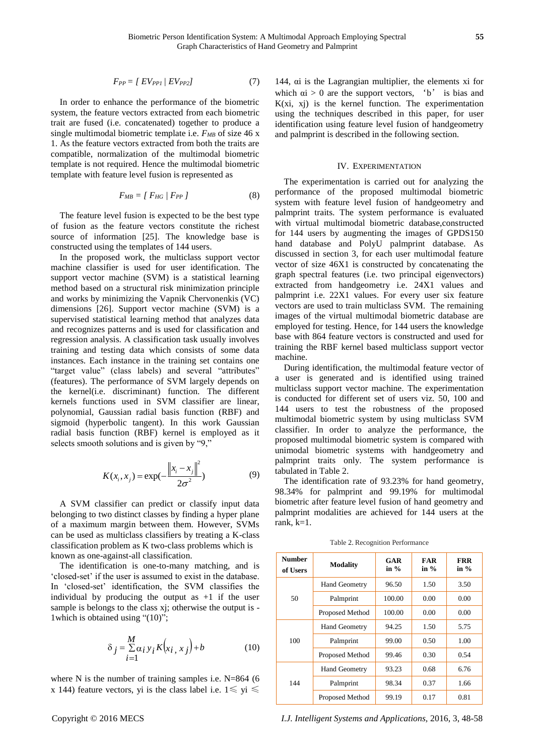$$F_{PP} = [\, EV_{PP1} \mid EV_{PP2} ] \tag{7}$$

In order to enhance the performance of the biometric system, the feature vectors extracted from each biometric trait are fused (i.e. concatenated) together to produce a single multimodal biometric template i.e. $F_{MB}$ of size 46 x 1. As the feature vectors extracted from both the traits are compatible, normalization of the multimodal biometric template is not required. Hence the multimodal biometric template with feature level fusion is represented as

$$F_{MB} = [\, F_{HG} \mid F_{PP}\, ] \tag{8}$$

The feature level fusion is expected to be the best type of fusion as the feature vectors constitute the richest source of information [25]. The knowledge base is constructed using the templates of 144 users.

In the proposed work, the multiclass support vector machine classifier is used for user identification. The support vector machine (SVM) is a statistical learning method based on a structural risk minimization principle and works by minimizing the Vapnik Chervonenkis (VC) dimensions [26]. Support vector machine (SVM) is a supervised statistical learning method that analyzes data and recognizes patterns and is used for classification and regression analysis. A classification task usually involves training and testing data which consists of some data instances. Each instance in the training set contains one "target value" (class labels) and several "attributes" (features). The performance of SVM largely depends on the kernel(i.e. discriminant) function. The different kernels functions used in SVM classifier are linear, polynomial, Gaussian radial basis function (RBF) and sigmoid (hyperbolic tangent). In this work Gaussian radial basis function (RBF) kernel is employed as it selects smooth solutions and is given by "9,"

$$K(x_i, x_j) = \exp\left(-\frac{\left\|x_i - x_j\right\|^2}{2\sigma^2}\right) \tag{9}$$

A SVM classifier can predict or classify input data belonging to two distinct classes by finding a hyper plane of a maximum margin between them. However, SVMs can be used as multiclass classifiers by treating a K-class classification problem as K two-class problems which is known as one-against-all classification.

The identification is one-to-many matching, and is 'closed-set' if the user is assumed to exist in the database. In 'closed-set' identification, the SVM classifies the individual by producing the output as +1 if the user sample is belongs to the class xj; otherwise the output is -1which is obtained using "(10)";

$$\delta_j = \sum_{i=1}^{M} \alpha_i y_i K\left(x_i, x_j\right) + b \tag{10}$$

where N is the number of training samples i.e. N=864 (6 x 144) feature vectors, yi is the class label i.e. $1 \leqslant y_i \leqslant 144$, $\alpha_i$ is the Lagrangian multiplier, the elements xi for which $\alpha_i > 0$ are the support vectors, 'b' is bias and $K(x_i, x_j)$ is the kernel function. The experimentation using the techniques described in this paper, for user identification using feature level fusion of handgeometry and palmprint is described in the following section.

## IV. Experimentation

The experimentation is carried out for analyzing the performance of the proposed multimodal biometric system with feature level fusion of handgeometry and palmprint traits. The system performance is evaluated with virtual multimodal biometric database,constructed for 144 users by augmenting the images of GPDS150 hand database and PolyU palmprint database. As discussed in section 3, for each user multimodal feature vector of size 46X1 is constructed by concatenating the graph spectral features (i.e. two principal eigenvectors) extracted from handgeometry i.e. 24X1 values and palmprint i.e. 22X1 values. For every user six feature vectors are used to train multiclass SVM. The remaining images of the virtual multimodal biometric database are employed for testing. Hence, for 144 users the knowledge base with 864 feature vectors is constructed and used for training the RBF kernel based multiclass support vector machine.

During identification, the multimodal feature vector of a user is generated and is identified using trained multiclass support vector machine. The experimentation is conducted for different set of users viz. 50, 100 and 144 users to test the robustness of the proposed multimodal biometric system by using multiclass SVM classifier. In order to analyze the performance, the proposed multimodal biometric system is compared with unimodal biometric systems with handgeometry and palmprint traits only. The system performance is tabulated in Table 2.

The identification rate of 93.23% for hand geometry, 98.34% for palmprint and 99.19% for multimodal biometric after feature level fusion of hand geometry and palmprint modalities are achieved for 144 users at the rank, k=1.

Table 2. Recognition Performance

| Number of Users | Modality | GAR in % | FAR in % | FRR in % |
|---|---|---|---|---|
| 50 | Hand Geometry | 96.50 | 1.50 | 3.50 |
| | Palmprint | 100.00 | 0.00 | 0.00 |
| | Proposed Method | 100.00 | 0.00 | 0.00 |
| 100 | Hand Geometry | 94.25 | 1.50 | 5.75 |
| | Palmprint | 99.00 | 0.50 | 1.00 |
| | Proposed Method | 99.46 | 0.30 | 0.54 |
| 144 | Hand Geometry | 93.23 | 0.68 | 6.76 |
| | Palmprint | 98.34 | 0.37 | 1.66 |
| | Proposed Method | 99.19 | 0.17 | 0.81 |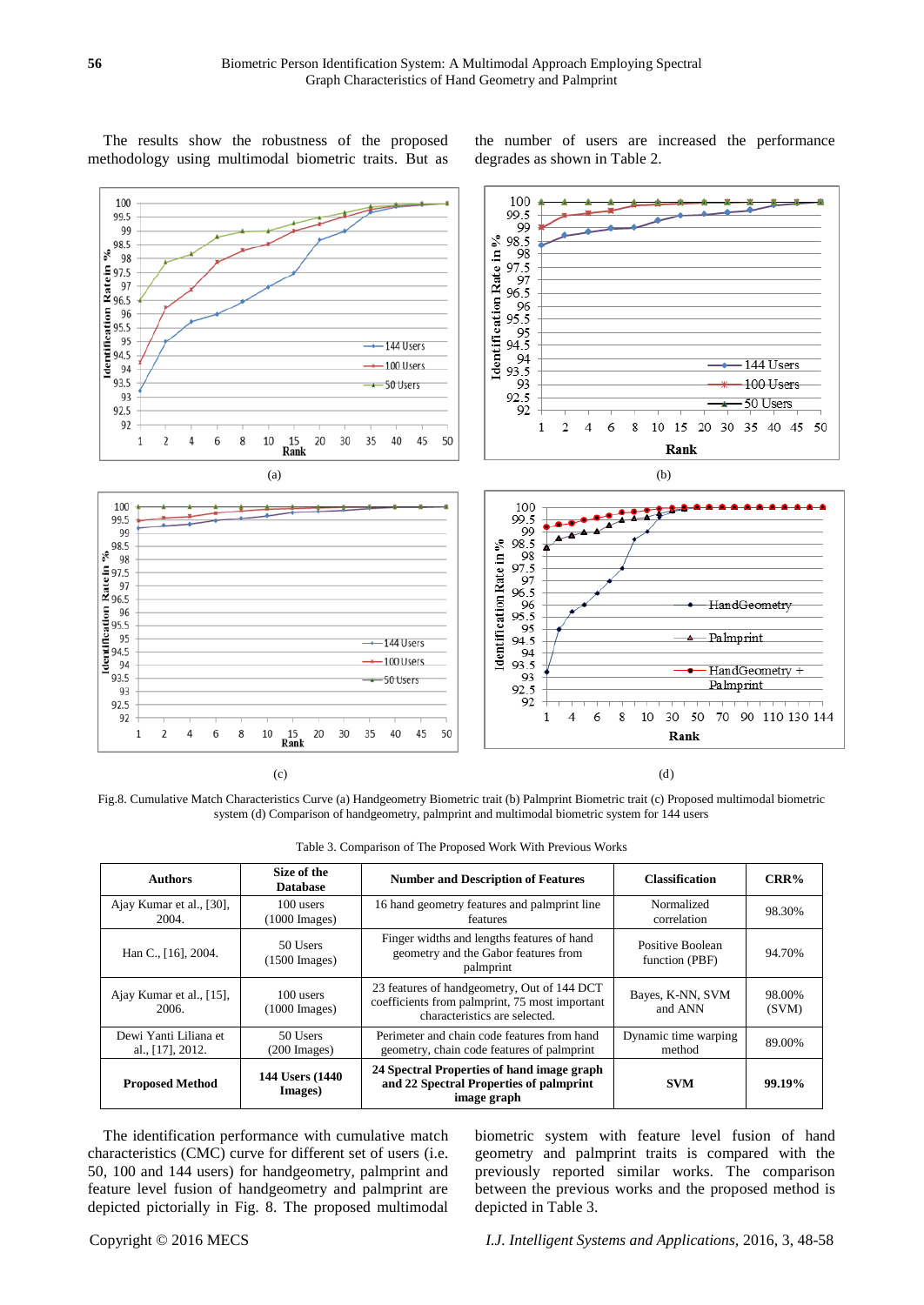The results show the robustness of the proposed methodology using multimodal biometric traits. But as the number of users are increased the performance degrades as shown in Table 2.

(a)

(b)

(c)

(d)

Fig.8. Cumulative Match Characteristics Curve (a) Handgeometry Biometric trait (b) Palmprint Biometric trait (c) Proposed multimodal biometric system (d) Comparison of handgeometry, palmprint and multimodal biometric system for 144 users

Table 3. Comparison of The Proposed Work With Previous Works

| Authors | Size of the Database | Number and Description of Features | Classification | CRR% |
|---|---|---|---|---|
| Ajay Kumar et al., [30], 2004. | 100 users (1000 Images) | 16 hand geometry features and palmprint line features | Normalized correlation | 98.30% |
| Han C., [16], 2004. | 50 Users (1500 Images) | Finger widths and lengths features of hand geometry and the Gabor features from palmprint | Positive Boolean function (PBF) | 94.70% |
| Ajay Kumar et al., [15], 2006. | 100 users (1000 Images) | 23 features of handgeometry, Out of 144 DCT coefficients from palmprint, 75 most important characteristics are selected. | Bayes, K-NN, SVM and ANN | 98.00% (SVM) |
| Dewi Yanti Liliana et al., [17], 2012. | 50 Users (200 Images) | Perimeter and chain code features from hand geometry, chain code features of palmprint | Dynamic time warping method | 89.00% |
| **Proposed Method** | **144 Users (1440 Images)** | **24 Spectral Properties of hand image graph and 22 Spectral Properties of palmprint image graph** | **SVM** | **99.19%** |

The identification performance with cumulative match characteristics (CMC) curve for different set of users (i.e. 50, 100 and 144 users) for handgeometry, palmprint and feature level fusion of handgeometry and palmprint are depicted pictorially in Fig. 8. The proposed multimodal biometric system with feature level fusion of hand geometry and palmprint traits is compared with the previously reported similar works. The comparison between the previous works and the proposed method is depicted in Table 3.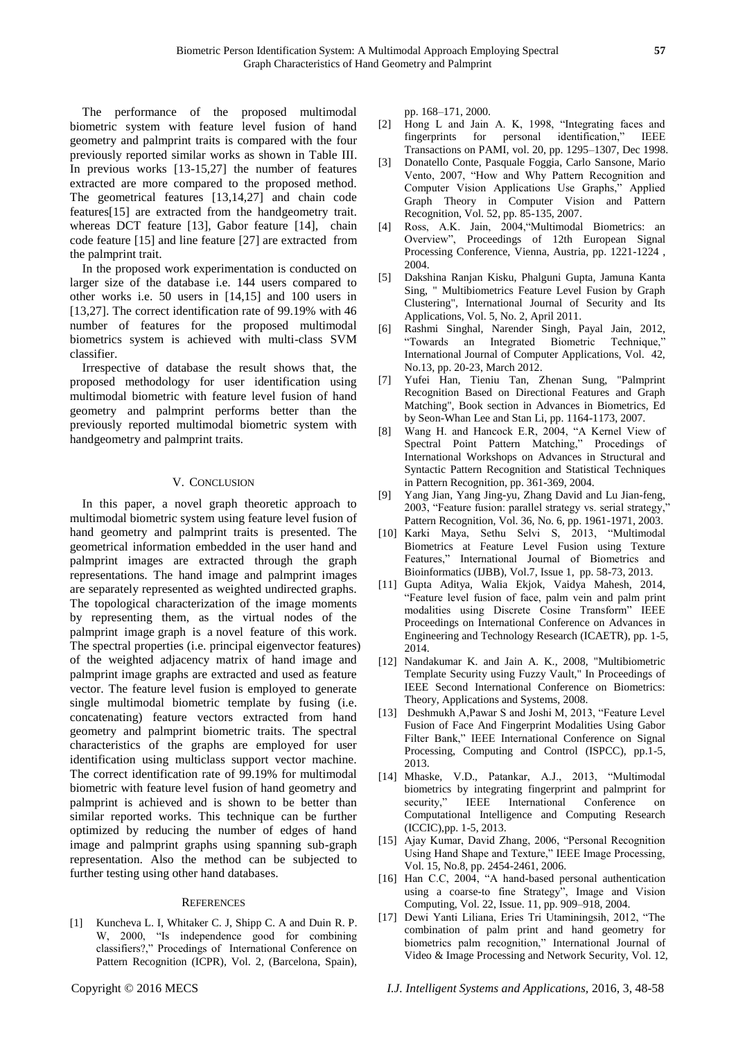The performance of the proposed multimodal biometric system with feature level fusion of hand geometry and palmprint traits is compared with the four previously reported similar works as shown in Table III. In previous works [13-15,27] the number of features extracted are more compared to the proposed method. The geometrical features [13,14,27] and chain code features[15] are extracted from the handgeometry trait. whereas DCT feature [13], Gabor feature [14], chain code feature [15] and line feature [27] are extracted from the palmprint trait.

In the proposed work experimentation is conducted on larger size of the database i.e. 144 users compared to other works i.e. 50 users in [14,15] and 100 users in [13,27]. The correct identification rate of 99.19% with 46 number of features for the proposed multimodal biometrics system is achieved with multi-class SVM classifier.

Irrespective of database the result shows that, the proposed methodology for user identification using multimodal biometric with feature level fusion of hand geometry and palmprint performs better than the previously reported multimodal biometric system with handgeometry and palmprint traits.

## V. Conclusion

In this paper, a novel graph theoretic approach to multimodal biometric system using feature level fusion of hand geometry and palmprint traits is presented. The geometrical information embedded in the user hand and palmprint images are extracted through the graph representations. The hand image and palmprint images are separately represented as weighted undirected graphs. The topological characterization of the image moments by representing them, as the virtual nodes of the palmprint image graph is a novel feature of this work. The spectral properties (i.e. principal eigenvector features) of the weighted adjacency matrix of hand image and palmprint image graphs are extracted and used as feature vector. The feature level fusion is employed to generate single multimodal biometric template by fusing (i.e. concatenating) feature vectors extracted from hand geometry and palmprint biometric traits. The spectral characteristics of the graphs are employed for user identification using multiclass support vector machine. The correct identification rate of 99.19% for multimodal biometric with feature level fusion of hand geometry and palmprint is achieved and is shown to be better than similar reported works. This technique can be further optimized by reducing the number of edges of hand image and palmprint graphs using spanning sub-graph representation. Also the method can be subjected to further testing using other hand databases.

## References

[1] Kuncheva L. I, Whitaker C. J, Shipp C. A and Duin R. P. W, 2000, "Is independence good for combining classifiers?," Procedings of International Conference on Pattern Recognition (ICPR), Vol. 2, (Barcelona, Spain), pp. 168–171, 2000.

[2] Hong L and Jain A. K, 1998, "Integrating faces and fingerprints for personal identification," IEEE Transactions on PAMI, vol. 20, pp. 1295–1307, Dec 1998.

[3] Donatello Conte, Pasquale Foggia, Carlo Sansone, Mario Vento, 2007, "How and Why Pattern Recognition and Computer Vision Applications Use Graphs," Applied Graph Theory in Computer Vision and Pattern Recognition, Vol. 52, pp. 85-135, 2007.

[4] Ross, A.K. Jain, 2004,"Multimodal Biometrics: an Overview", Proceedings of 12th European Signal Processing Conference, Vienna, Austria, pp. 1221-1224 , 2004.

[5] Dakshina Ranjan Kisku, Phalguni Gupta, Jamuna Kanta Sing, " Multibiometrics Feature Level Fusion by Graph Clustering", International Journal of Security and Its Applications, Vol. 5, No. 2, April 2011.

[6] Rashmi Singhal, Narender Singh, Payal Jain, 2012, "Towards an Integrated Biometric Technique," International Journal of Computer Applications, Vol. 42, No.13, pp. 20-23, March 2012.

[7] Yufei Han, Tieniu Tan, Zhenan Sung, "Palmprint Recognition Based on Directional Features and Graph Matching", Book section in Advances in Biometrics, Ed by Seon-Whan Lee and Stan Li, pp. 1164-1173, 2007.

[8] Wang H. and Hancock E.R, 2004, "A Kernel View of Spectral Point Pattern Matching," Procedings of International Workshops on Advances in Structural and Syntactic Pattern Recognition and Statistical Techniques in Pattern Recognition, pp. 361-369, 2004.

[9] Yang Jian, Yang Jing-yu, Zhang David and Lu Jian-feng, 2003, "Feature fusion: parallel strategy vs. serial strategy," Pattern Recognition, Vol. 36, No. 6, pp. 1961-1971, 2003.

[10] Karki Maya, Sethu Selvi S, 2013, "Multimodal Biometrics at Feature Level Fusion using Texture Features," International Journal of Biometrics and Bioinformatics (IJBB), Vol.7, Issue 1, pp. 58-73, 2013.

[11] Gupta Aditya, Walia Ekjok, Vaidya Mahesh, 2014, "Feature level fusion of face, palm vein and palm print modalities using Discrete Cosine Transform" IEEE Proceedings on International Conference on Advances in Engineering and Technology Research (ICAETR), pp. 1-5, 2014.

[12] Nandakumar K. and Jain A. K., 2008, "Multibiometric Template Security using Fuzzy Vault," In Proceedings of IEEE Second International Conference on Biometrics: Theory, Applications and Systems, 2008.

[13] Deshmukh A,Pawar S and Joshi M, 2013, "Feature Level Fusion of Face And Fingerprint Modalities Using Gabor Filter Bank," IEEE International Conference on Signal Processing, Computing and Control (ISPCC), pp.1-5, 2013.

[14] Mhaske, V.D., Patankar, A.J., 2013, "Multimodal biometrics by integrating fingerprint and palmprint for security," IEEE International Conference on Computational Intelligence and Computing Research (ICCIC),pp. 1-5, 2013.

[15] Ajay Kumar, David Zhang, 2006, "Personal Recognition Using Hand Shape and Texture," IEEE Image Processing, Vol. 15, No.8, pp. 2454-2461, 2006.

[16] Han C.C, 2004, "A hand-based personal authentication using a coarse-to fine Strategy", Image and Vision Computing, Vol. 22, Issue. 11, pp. 909–918, 2004.

[17] Dewi Yanti Liliana, Eries Tri Utaminingsih, 2012, "The combination of palm print and hand geometry for biometrics palm recognition," International Journal of Video & Image Processing and Network Security, Vol. 12,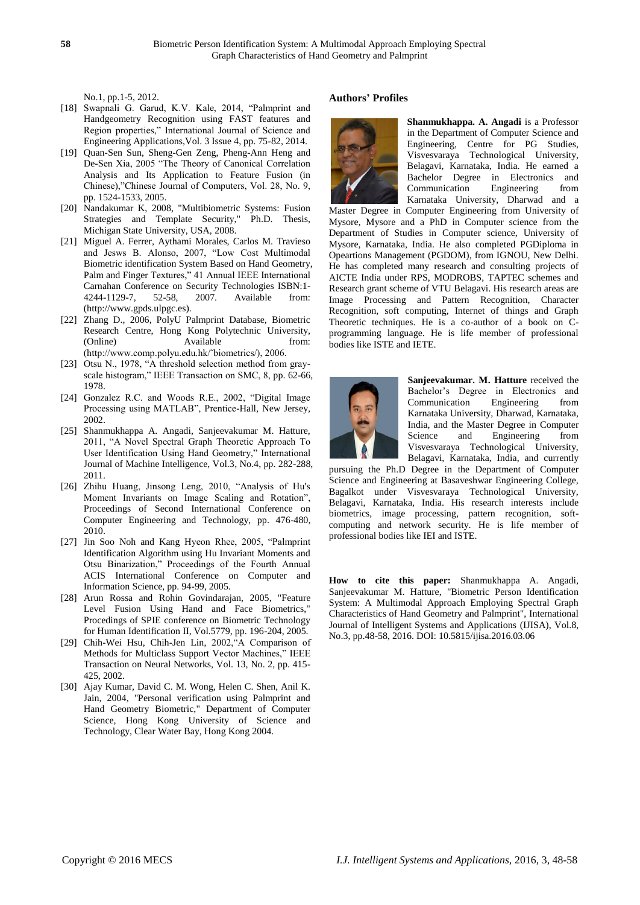No.1, pp.1-5, 2012.

[18] Swapnali G. Garud, K.V. Kale, 2014, "Palmprint and Handgeometry Recognition using FAST features and Region properties," International Journal of Science and Engineering Applications,Vol. 3 Issue 4, pp. 75-82, 2014.

[19] Quan-Sen Sun, Sheng-Gen Zeng, Pheng-Ann Heng and De-Sen Xia, 2005 "The Theory of Canonical Correlation Analysis and Its Application to Feature Fusion (in Chinese),"Chinese Journal of Computers, Vol. 28, No. 9, pp. 1524-1533, 2005.

[20] Nandakumar K, 2008, "Multibiometric Systems: Fusion Strategies and Template Security," Ph.D. Thesis, Michigan State University, USA, 2008.

[21] Miguel A. Ferrer, Aythami Morales, Carlos M. Travieso and Jesws B. Alonso, 2007, "Low Cost Multimodal Biometric identification System Based on Hand Geometry, Palm and Finger Textures," 41 Annual IEEE International Carnahan Conference on Security Technologies ISBN:1-4244-1129-7, 52-58, 2007. Available from: (http://www.gpds.ulpgc.es).

[22] Zhang D., 2006, PolyU Palmprint Database, Biometric Research Centre, Hong Kong Polytechnic University, (Online) Available from: (http://www.comp.polyu.edu.hk/˜biometrics/), 2006.

[23] Otsu N., 1978, "A threshold selection method from gray-scale histogram," IEEE Transaction on SMC, 8, pp. 62-66, 1978.

[24] Gonzalez R.C. and Woods R.E., 2002, "Digital Image Processing using MATLAB", Prentice-Hall, New Jersey, 2002.

[25] Shanmukhappa A. Angadi, Sanjeevakumar M. Hatture, 2011, "A Novel Spectral Graph Theoretic Approach To User Identification Using Hand Geometry," International Journal of Machine Intelligence, Vol.3, No.4, pp. 282-288, 2011.

[26] Zhihu Huang, Jinsong Leng, 2010, "Analysis of Hu's Moment Invariants on Image Scaling and Rotation", Proceedings of Second International Conference on Computer Engineering and Technology, pp. 476-480, 2010.

[27] Jin Soo Noh and Kang Hyeon Rhee, 2005, "Palmprint Identification Algorithm using Hu Invariant Moments and Otsu Binarization," Proceedings of the Fourth Annual ACIS International Conference on Computer and Information Science, pp. 94-99, 2005.

[28] Arun Rossa and Rohin Govindarajan, 2005, "Feature Level Fusion Using Hand and Face Biometrics," Procedings of SPIE conference on Biometric Technology for Human Identification II, Vol.5779, pp. 196-204, 2005.

[29] Chih-Wei Hsu, Chih-Jen Lin, 2002,"A Comparison of Methods for Multiclass Support Vector Machines," IEEE Transaction on Neural Networks, Vol. 13, No. 2, pp. 415-425, 2002.

[30] Ajay Kumar, David C. M. Wong, Helen C. Shen, Anil K. Jain, 2004, "Personal verification using Palmprint and Hand Geometry Biometric," Department of Computer Science, Hong Kong University of Science and Technology, Clear Water Bay, Hong Kong 2004.

## Authors' Profiles

**Shanmukhappa. A. Angadi** is a Professor in the Department of Computer Science and Engineering, Centre for PG Studies, Visvesvaraya Technological University, Belagavi, Karnataka, India. He earned a Bachelor Degree in Electronics and Communication Engineering from Karnataka University, Dharwad and a Master Degree in Computer Engineering from University of Mysore, Mysore and a PhD in Computer science from the Department of Studies in Computer science, University of Mysore, Karnataka, India. He also completed PGDiploma in Opeartions Management (PGDOM), from IGNOU, New Delhi. He has completed many research and consulting projects of AICTE India under RPS, MODROBS, TAPTEC schemes and Research grant scheme of VTU Belagavi. His research areas are Image Processing and Pattern Recognition, Character Recognition, soft computing, Internet of things and Graph Theoretic techniques. He is a co-author of a book on C-programming language. He is life member of professional bodies like ISTE and IETE.

**Sanjeevakumar. M. Hatture** received the Bachelor's Degree in Electronics and Communication Engineering from Karnataka University, Dharwad, Karnataka, India, and the Master Degree in Computer Science and Engineering from Visvesvaraya Technological University, Belagavi, Karnataka, India, and currently pursuing the Ph.D Degree in the Department of Computer Science and Engineering at Basaveshwar Engineering College, Bagalkot under Visvesvaraya Technological University, Belagavi, Karnataka, India. His research interests include biometrics, image processing, pattern recognition, soft-computing and network security. He is life member of professional bodies like IEI and ISTE.

**How to cite this paper:** Shanmukhappa A. Angadi, Sanjeevakumar M. Hatture, "Biometric Person Identification System: A Multimodal Approach Employing Spectral Graph Characteristics of Hand Geometry and Palmprint", International Journal of Intelligent Systems and Applications (IJISA), Vol.8, No.3, pp.48-58, 2016. DOI: 10.5815/ijisa.2016.03.06